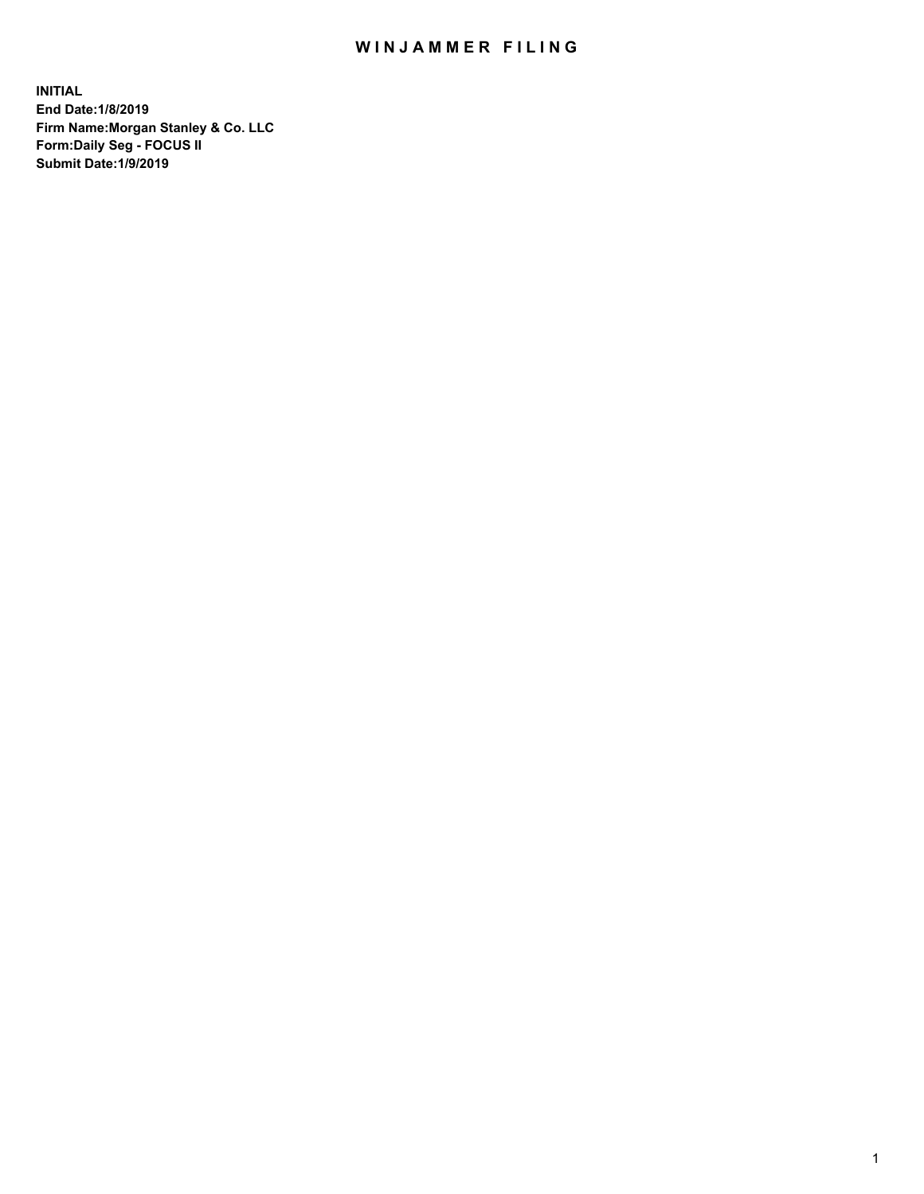# WINJAMMER FILING

**INITIAL**
**End Date:1/8/2019**
**Firm Name:Morgan Stanley & Co. LLC**
**Form:Daily Seg - FOCUS II**
**Submit Date:1/9/2019**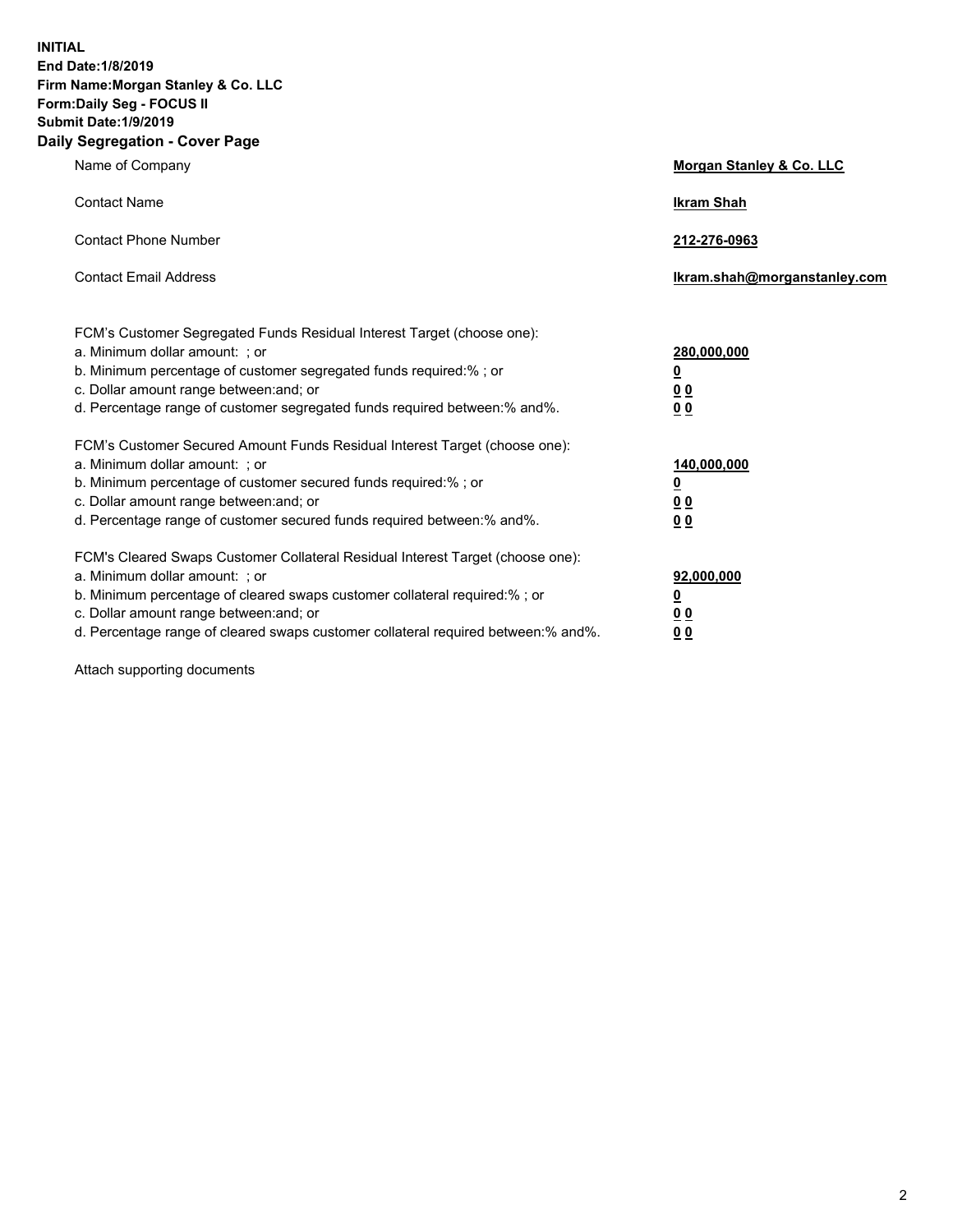**INITIAL**
**End Date:1/8/2019**
**Firm Name:Morgan Stanley & Co. LLC**
**Form:Daily Seg - FOCUS II**
**Submit Date:1/9/2019**
**Daily Segregation - Cover Page**

| | |
|---|---|
| Name of Company | **Morgan Stanley & Co. LLC** |
| Contact Name | **Ikram Shah** |
| Contact Phone Number | **212-276-0963** |
| Contact Email Address | **Ikram.shah@morganstanley.com** |

FCM's Customer Segregated Funds Residual Interest Target (choose one):

| | |
|---|---|
| a. Minimum dollar amount: ; or | **280,000,000** |
| b. Minimum percentage of customer segregated funds required:% ; or | **0** |
| c. Dollar amount range between:and; or | **0 0** |
| d. Percentage range of customer segregated funds required between:% and%. | **0 0** |

FCM's Customer Secured Amount Funds Residual Interest Target (choose one):

| | |
|---|---|
| a. Minimum dollar amount: ; or | **140,000,000** |
| b. Minimum percentage of customer secured funds required:% ; or | **0** |
| c. Dollar amount range between:and; or | **0 0** |
| d. Percentage range of customer secured funds required between:% and%. | **0 0** |

FCM's Cleared Swaps Customer Collateral Residual Interest Target (choose one):

| | |
|---|---|
| a. Minimum dollar amount: ; or | **92,000,000** |
| b. Minimum percentage of cleared swaps customer collateral required:% ; or | **0** |
| c. Dollar amount range between:and; or | **0 0** |
| d. Percentage range of cleared swaps customer collateral required between:% and%. | **0 0** |

Attach supporting documents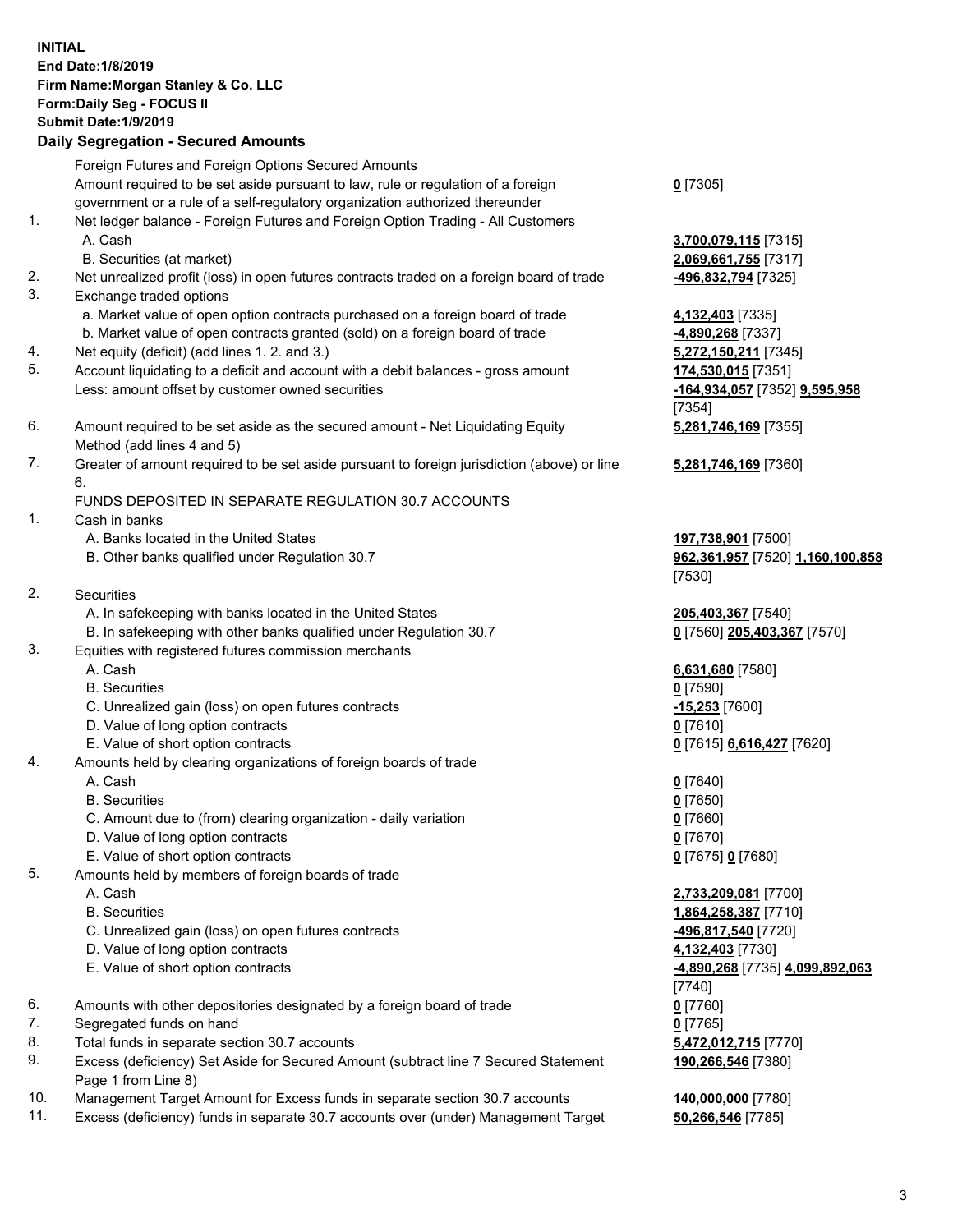**INITIAL**
**End Date:1/8/2019**
**Firm Name:Morgan Stanley & Co. LLC**
**Form:Daily Seg - FOCUS II**
**Submit Date:1/9/2019**

**Daily Segregation - Secured Amounts**

| | | |
|---|---|---|
| | Foreign Futures and Foreign Options Secured Amounts | |
| | Amount required to be set aside pursuant to law, rule or regulation of a foreign government or a rule of a self-regulatory organization authorized thereunder | **0** [7305] |
| 1. | Net ledger balance - Foreign Futures and Foreign Option Trading - All Customers | |
| | A. Cash | **3,700,079,115** [7315] |
| | B. Securities (at market) | **2,069,661,755** [7317] |
| 2. | Net unrealized profit (loss) in open futures contracts traded on a foreign board of trade | **-496,832,794** [7325] |
| 3. | Exchange traded options | |
| | a. Market value of open option contracts purchased on a foreign board of trade | **4,132,403** [7335] |
| | b. Market value of open contracts granted (sold) on a foreign board of trade | **-4,890,268** [7337] |
| 4. | Net equity (deficit) (add lines 1. 2. and 3.) | **5,272,150,211** [7345] |
| 5. | Account liquidating to a deficit and account with a debit balances - gross amount | **174,530,015** [7351] |
| | Less: amount offset by customer owned securities | **-164,934,057** [7352] **9,595,958** [7354] |
| 6. | Amount required to be set aside as the secured amount - Net Liquidating Equity Method (add lines 4 and 5) | **5,281,746,169** [7355] |
| 7. | Greater of amount required to be set aside pursuant to foreign jurisdiction (above) or line 6. | **5,281,746,169** [7360] |
| | FUNDS DEPOSITED IN SEPARATE REGULATION 30.7 ACCOUNTS | |
| 1. | Cash in banks | |
| | A. Banks located in the United States | **197,738,901** [7500] |
| | B. Other banks qualified under Regulation 30.7 | **962,361,957** [7520] **1,160,100,858** [7530] |
| 2. | Securities | |
| | A. In safekeeping with banks located in the United States | **205,403,367** [7540] |
| | B. In safekeeping with other banks qualified under Regulation 30.7 | **0** [7560] **205,403,367** [7570] |
| 3. | Equities with registered futures commission merchants | |
| | A. Cash | **6,631,680** [7580] |
| | B. Securities | **0** [7590] |
| | C. Unrealized gain (loss) on open futures contracts | **-15,253** [7600] |
| | D. Value of long option contracts | **0** [7610] |
| | E. Value of short option contracts | **0** [7615] **6,616,427** [7620] |
| 4. | Amounts held by clearing organizations of foreign boards of trade | |
| | A. Cash | **0** [7640] |
| | B. Securities | **0** [7650] |
| | C. Amount due to (from) clearing organization - daily variation | **0** [7660] |
| | D. Value of long option contracts | **0** [7670] |
| | E. Value of short option contracts | **0** [7675] **0** [7680] |
| 5. | Amounts held by members of foreign boards of trade | |
| | A. Cash | **2,733,209,081** [7700] |
| | B. Securities | **1,864,258,387** [7710] |
| | C. Unrealized gain (loss) on open futures contracts | **-496,817,540** [7720] |
| | D. Value of long option contracts | **4,132,403** [7730] |
| | E. Value of short option contracts | **-4,890,268** [7735] **4,099,892,063** [7740] |
| 6. | Amounts with other depositories designated by a foreign board of trade | **0** [7760] |
| 7. | Segregated funds on hand | **0** [7765] |
| 8. | Total funds in separate section 30.7 accounts | **5,472,012,715** [7770] |
| 9. | Excess (deficiency) Set Aside for Secured Amount (subtract line 7 Secured Statement Page 1 from Line 8) | **190,266,546** [7380] |
| 10. | Management Target Amount for Excess funds in separate section 30.7 accounts | **140,000,000** [7780] |
| 11. | Excess (deficiency) funds in separate 30.7 accounts over (under) Management Target | **50,266,546** [7785] |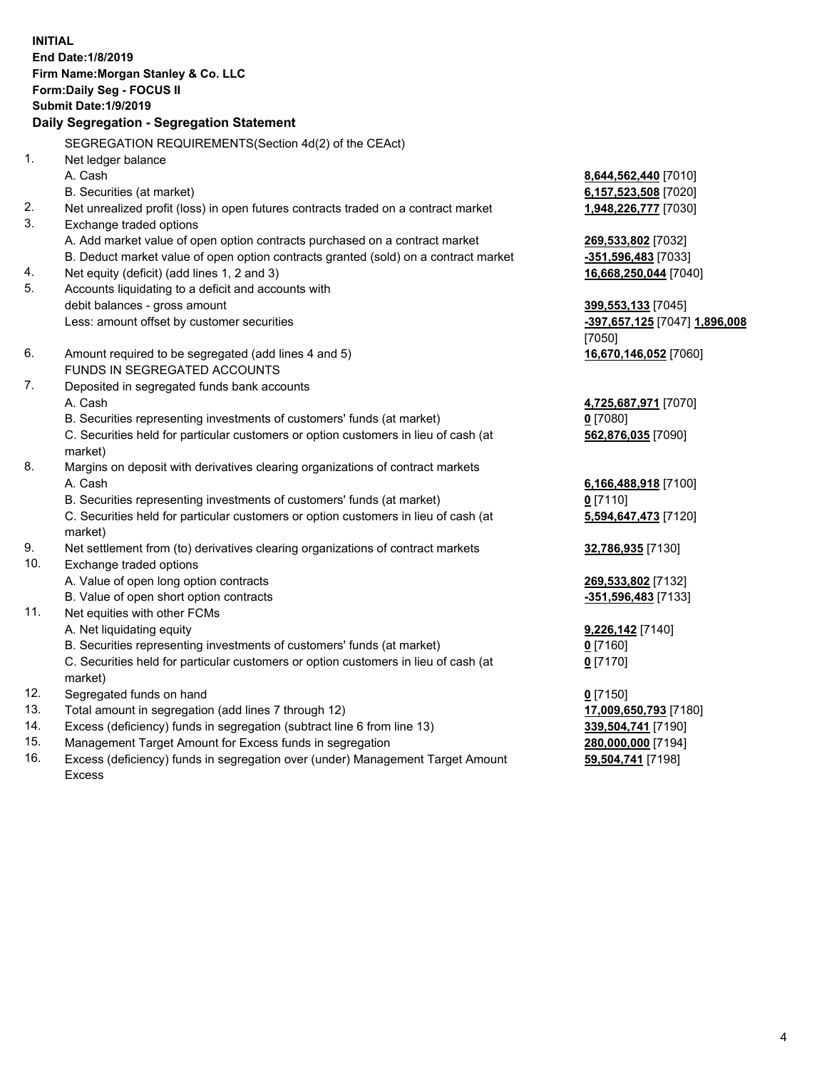**INITIAL**
**End Date:1/8/2019**
**Firm Name:Morgan Stanley & Co. LLC**
**Form:Daily Seg - FOCUS II**
**Submit Date:1/9/2019**

### Daily Segregation - Segregation Statement

| | | |
|---|---|---|
| | SEGREGATION REQUIREMENTS(Section 4d(2) of the CEAct) | |
| 1. | Net ledger balance | |
| | A. Cash | **8,644,562,440** [7010] |
| | B. Securities (at market) | **6,157,523,508** [7020] |
| 2. | Net unrealized profit (loss) in open futures contracts traded on a contract market | **1,948,226,777** [7030] |
| 3. | Exchange traded options | |
| | A. Add market value of open option contracts purchased on a contract market | **269,533,802** [7032] |
| | B. Deduct market value of open option contracts granted (sold) on a contract market | **-351,596,483** [7033] |
| 4. | Net equity (deficit) (add lines 1, 2 and 3) | **16,668,250,044** [7040] |
| 5. | Accounts liquidating to a deficit and accounts with debit balances - gross amount | **399,553,133** [7045] |
| | Less: amount offset by customer securities | **-397,657,125** [7047] **1,896,008** [7050] |
| 6. | Amount required to be segregated (add lines 4 and 5) | **16,670,146,052** [7060] |
| | FUNDS IN SEGREGATED ACCOUNTS | |
| 7. | Deposited in segregated funds bank accounts | |
| | A. Cash | **4,725,687,971** [7070] |
| | B. Securities representing investments of customers' funds (at market) | **0** [7080] |
| | C. Securities held for particular customers or option customers in lieu of cash (at market) | **562,876,035** [7090] |
| 8. | Margins on deposit with derivatives clearing organizations of contract markets | |
| | A. Cash | **6,166,488,918** [7100] |
| | B. Securities representing investments of customers' funds (at market) | **0** [7110] |
| | C. Securities held for particular customers or option customers in lieu of cash (at market) | **5,594,647,473** [7120] |
| 9. | Net settlement from (to) derivatives clearing organizations of contract markets | **32,786,935** [7130] |
| 10. | Exchange traded options | |
| | A. Value of open long option contracts | **269,533,802** [7132] |
| | B. Value of open short option contracts | **-351,596,483** [7133] |
| 11. | Net equities with other FCMs | |
| | A. Net liquidating equity | **9,226,142** [7140] |
| | B. Securities representing investments of customers' funds (at market) | **0** [7160] |
| | C. Securities held for particular customers or option customers in lieu of cash (at market) | **0** [7170] |
| 12. | Segregated funds on hand | **0** [7150] |
| 13. | Total amount in segregation (add lines 7 through 12) | **17,009,650,793** [7180] |
| 14. | Excess (deficiency) funds in segregation (subtract line 6 from line 13) | **339,504,741** [7190] |
| 15. | Management Target Amount for Excess funds in segregation | **280,000,000** [7194] |
| 16. | Excess (deficiency) funds in segregation over (under) Management Target Amount Excess | **59,504,741** [7198] |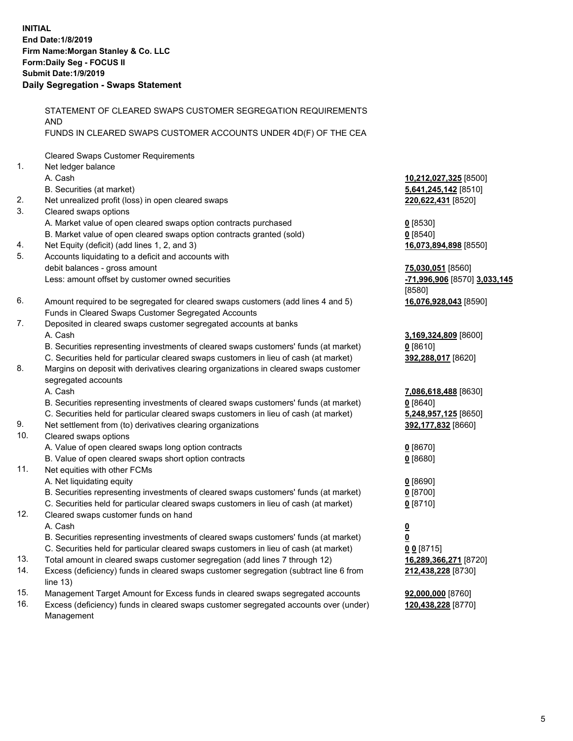**INITIAL**
**End Date:1/8/2019**
**Firm Name:Morgan Stanley & Co. LLC**
**Form:Daily Seg - FOCUS II**
**Submit Date:1/9/2019**
**Daily Segregation - Swaps Statement**

STATEMENT OF CLEARED SWAPS CUSTOMER SEGREGATION REQUIREMENTS AND FUNDS IN CLEARED SWAPS CUSTOMER ACCOUNTS UNDER 4D(F) OF THE CEA

| | | |
|---|---|---|
| | Cleared Swaps Customer Requirements | |
| 1. | Net ledger balance | |
| | A. Cash | **10,212,027,325** [8500] |
| | B. Securities (at market) | **5,641,245,142** [8510] |
| 2. | Net unrealized profit (loss) in open cleared swaps | **220,622,431** [8520] |
| 3. | Cleared swaps options | |
| | A. Market value of open cleared swaps option contracts purchased | **0** [8530] |
| | B. Market value of open cleared swaps option contracts granted (sold) | **0** [8540] |
| 4. | Net Equity (deficit) (add lines 1, 2, and 3) | **16,073,894,898** [8550] |
| 5. | Accounts liquidating to a deficit and accounts with debit balances - gross amount | **75,030,051** [8560] |
| | Less: amount offset by customer owned securities | **-71,996,906** [8570] **3,033,145** [8580] |
| 6. | Amount required to be segregated for cleared swaps customers (add lines 4 and 5) | **16,076,928,043** [8590] |
| | Funds in Cleared Swaps Customer Segregated Accounts | |
| 7. | Deposited in cleared swaps customer segregated accounts at banks | |
| | A. Cash | **3,169,324,809** [8600] |
| | B. Securities representing investments of cleared swaps customers' funds (at market) | **0** [8610] |
| | C. Securities held for particular cleared swaps customers in lieu of cash (at market) | **392,288,017** [8620] |
| 8. | Margins on deposit with derivatives clearing organizations in cleared swaps customer segregated accounts | |
| | A. Cash | **7,086,618,488** [8630] |
| | B. Securities representing investments of cleared swaps customers' funds (at market) | **0** [8640] |
| | C. Securities held for particular cleared swaps customers in lieu of cash (at market) | **5,248,957,125** [8650] |
| 9. | Net settlement from (to) derivatives clearing organizations | **392,177,832** [8660] |
| 10. | Cleared swaps options | |
| | A. Value of open cleared swaps long option contracts | **0** [8670] |
| | B. Value of open cleared swaps short option contracts | **0** [8680] |
| 11. | Net equities with other FCMs | |
| | A. Net liquidating equity | **0** [8690] |
| | B. Securities representing investments of cleared swaps customers' funds (at market) | **0** [8700] |
| | C. Securities held for particular cleared swaps customers in lieu of cash (at market) | **0** [8710] |
| 12. | Cleared swaps customer funds on hand | |
| | A. Cash | **0** |
| | B. Securities representing investments of cleared swaps customers' funds (at market) | **0** |
| | C. Securities held for particular cleared swaps customers in lieu of cash (at market) | **0** **0** [8715] |
| 13. | Total amount in cleared swaps customer segregation (add lines 7 through 12) | **16,289,366,271** [8720] |
| 14. | Excess (deficiency) funds in cleared swaps customer segregation (subtract line 6 from line 13) | **212,438,228** [8730] |
| 15. | Management Target Amount for Excess funds in cleared swaps segregated accounts | **92,000,000** [8760] |
| 16. | Excess (deficiency) funds in cleared swaps customer segregated accounts over (under) Management | **120,438,228** [8770] |